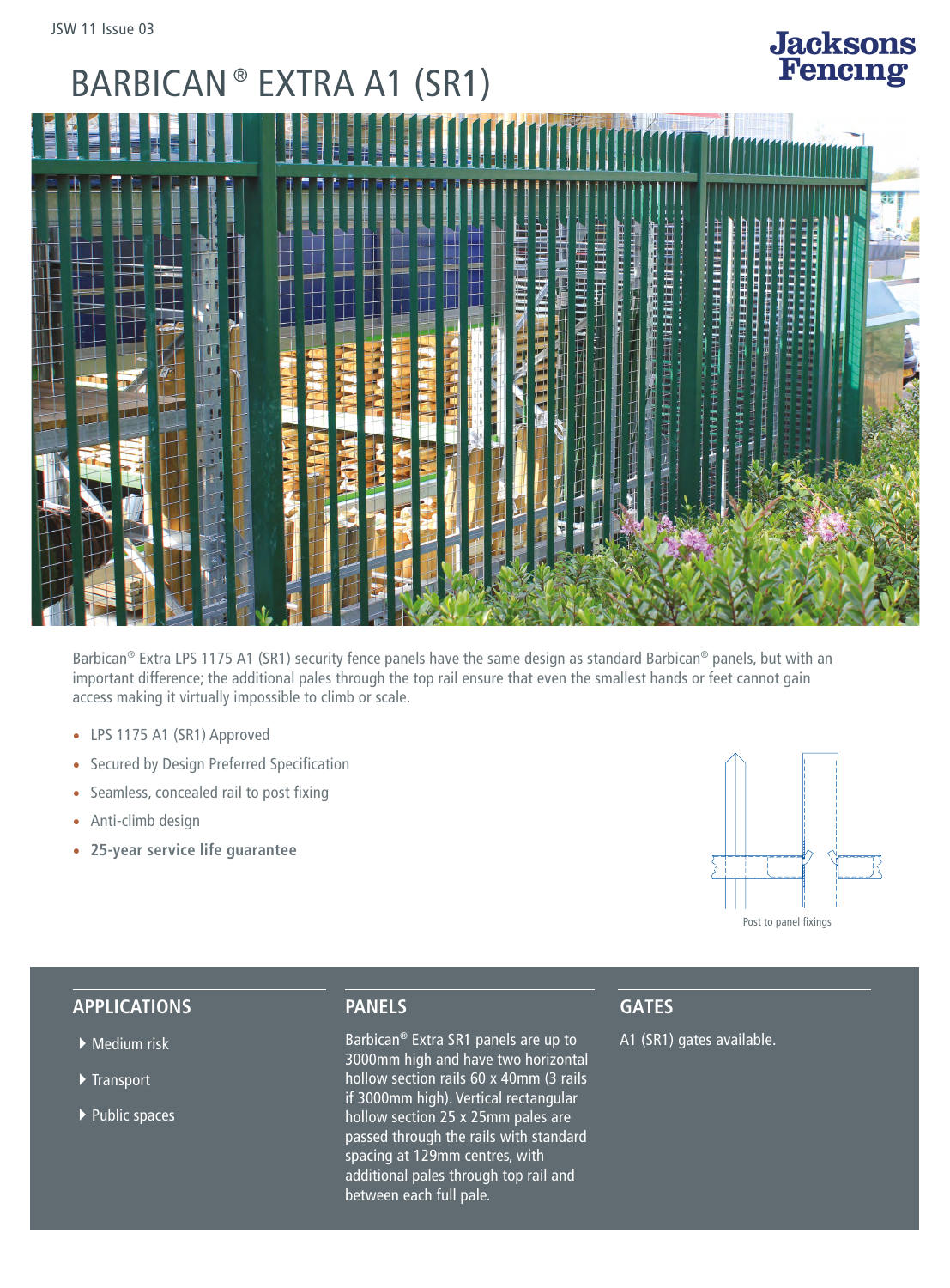# BARBICAN® EXTRA A1 (SR1)

Barbican® Extra LPS 1175 A1 (SR1) security fence panels have the same design as standard Barbican® panels, but with an important difference; the additional pales through the top rail ensure that even the smallest hands or feet cannot gain access making it virtually impossible to climb or scale.

- LPS 1175 A1 (SR1) Approved
- Secured by Design Preferred Specification
- Seamless, concealed rail to post fixing
- Anti-climb design
- **25-year service life guarantee**

Post to panel fixings

## APPLICATIONS

- Medium risk
- Transport
- Public spaces

## PANELS

Barbican® Extra SR1 panels are up to 3000mm high and have two horizontal hollow section rails 60 x 40mm (3 rails if 3000mm high). Vertical rectangular hollow section 25 x 25mm pales are passed through the rails with standard spacing at 129mm centres, with additional pales through top rail and between each full pale.

## GATES

A1 (SR1) gates available.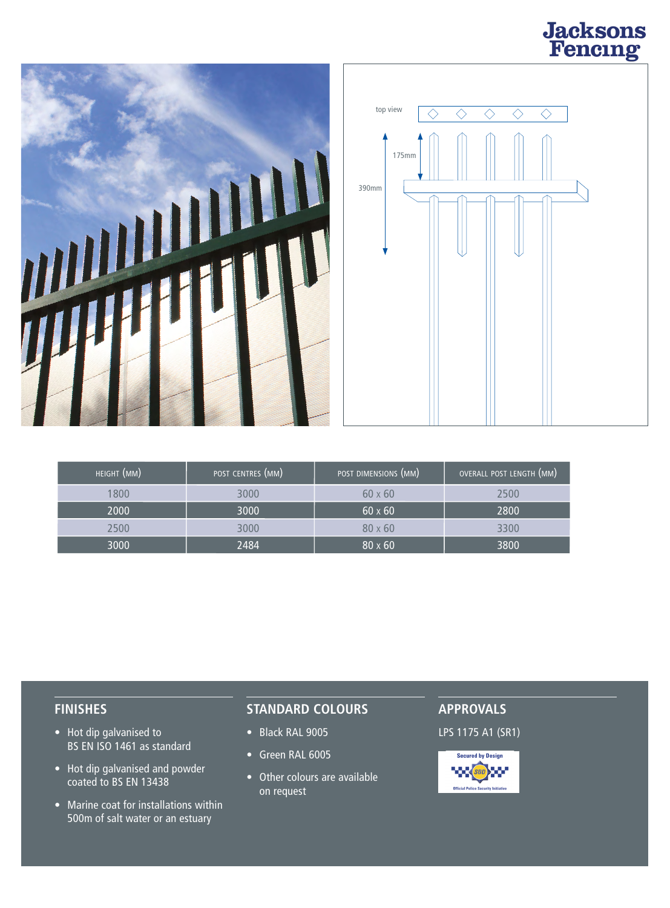Jacksons Fencing

top view

175mm

390mm

| HEIGHT (MM) | POST CENTRES (MM) | POST DIMENSIONS (MM) | OVERALL POST LENGTH (MM) |
|---|---|---|---|
| 1800 | 3000 | 60 x 60 | 2500 |
| 2000 | 3000 | 60 x 60 | 2800 |
| 2500 | 3000 | 80 x 60 | 3300 |
| 3000 | 2484 | 80 x 60 | 3800 |

## FINISHES

- Hot dip galvanised to BS EN ISO 1461 as standard
- Hot dip galvanised and powder coated to BS EN 13438
- Marine coat for installations within 500m of salt water or an estuary

## STANDARD COLOURS

- Black RAL 9005
- Green RAL 6005
- Other colours are available on request

## APPROVALS

LPS 1175 A1 (SR1)

Secured by Design

SBD

Official Police Security Initiative